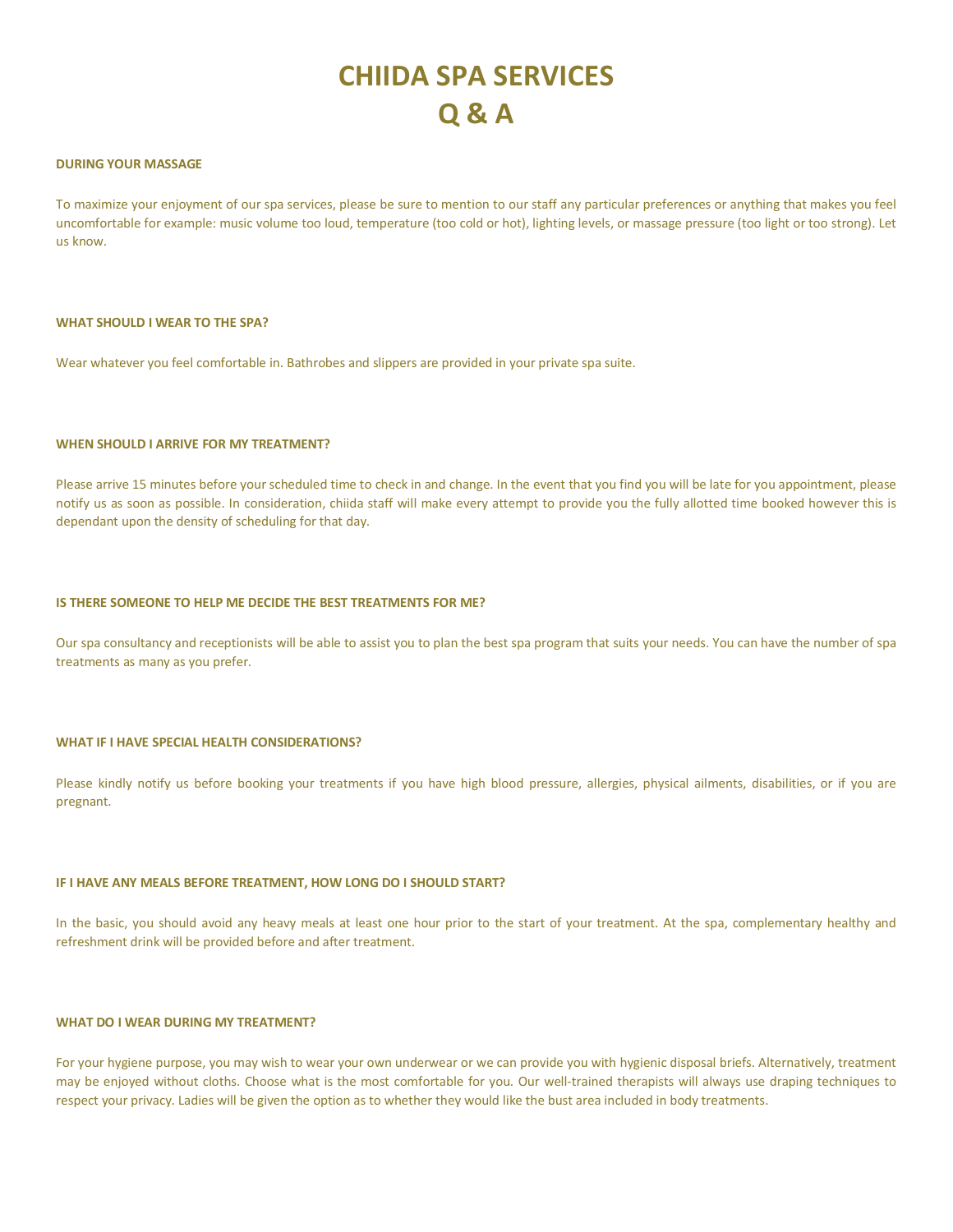# CHIIDA SPA SERVICES
# Q & A

### DURING YOUR MASSAGE

To maximize your enjoyment of our spa services, please be sure to mention to our staff any particular preferences or anything that makes you feel uncomfortable for example: music volume too loud, temperature (too cold or hot), lighting levels, or massage pressure (too light or too strong). Let us know.

### WHAT SHOULD I WEAR TO THE SPA?

Wear whatever you feel comfortable in. Bathrobes and slippers are provided in your private spa suite.

### WHEN SHOULD I ARRIVE FOR MY TREATMENT?

Please arrive 15 minutes before your scheduled time to check in and change. In the event that you find you will be late for you appointment, please notify us as soon as possible. In consideration, chiida staff will make every attempt to provide you the fully allotted time booked however this is dependant upon the density of scheduling for that day.

### IS THERE SOMEONE TO HELP ME DECIDE THE BEST TREATMENTS FOR ME?

Our spa consultancy and receptionists will be able to assist you to plan the best spa program that suits your needs. You can have the number of spa treatments as many as you prefer.

### WHAT IF I HAVE SPECIAL HEALTH CONSIDERATIONS?

Please kindly notify us before booking your treatments if you have high blood pressure, allergies, physical ailments, disabilities, or if you are pregnant.

### IF I HAVE ANY MEALS BEFORE TREATMENT, HOW LONG DO I SHOULD START?

In the basic, you should avoid any heavy meals at least one hour prior to the start of your treatment. At the spa, complementary healthy and refreshment drink will be provided before and after treatment.

### WHAT DO I WEAR DURING MY TREATMENT?

For your hygiene purpose, you may wish to wear your own underwear or we can provide you with hygienic disposal briefs. Alternatively, treatment may be enjoyed without cloths. Choose what is the most comfortable for you. Our well-trained therapists will always use draping techniques to respect your privacy. Ladies will be given the option as to whether they would like the bust area included in body treatments.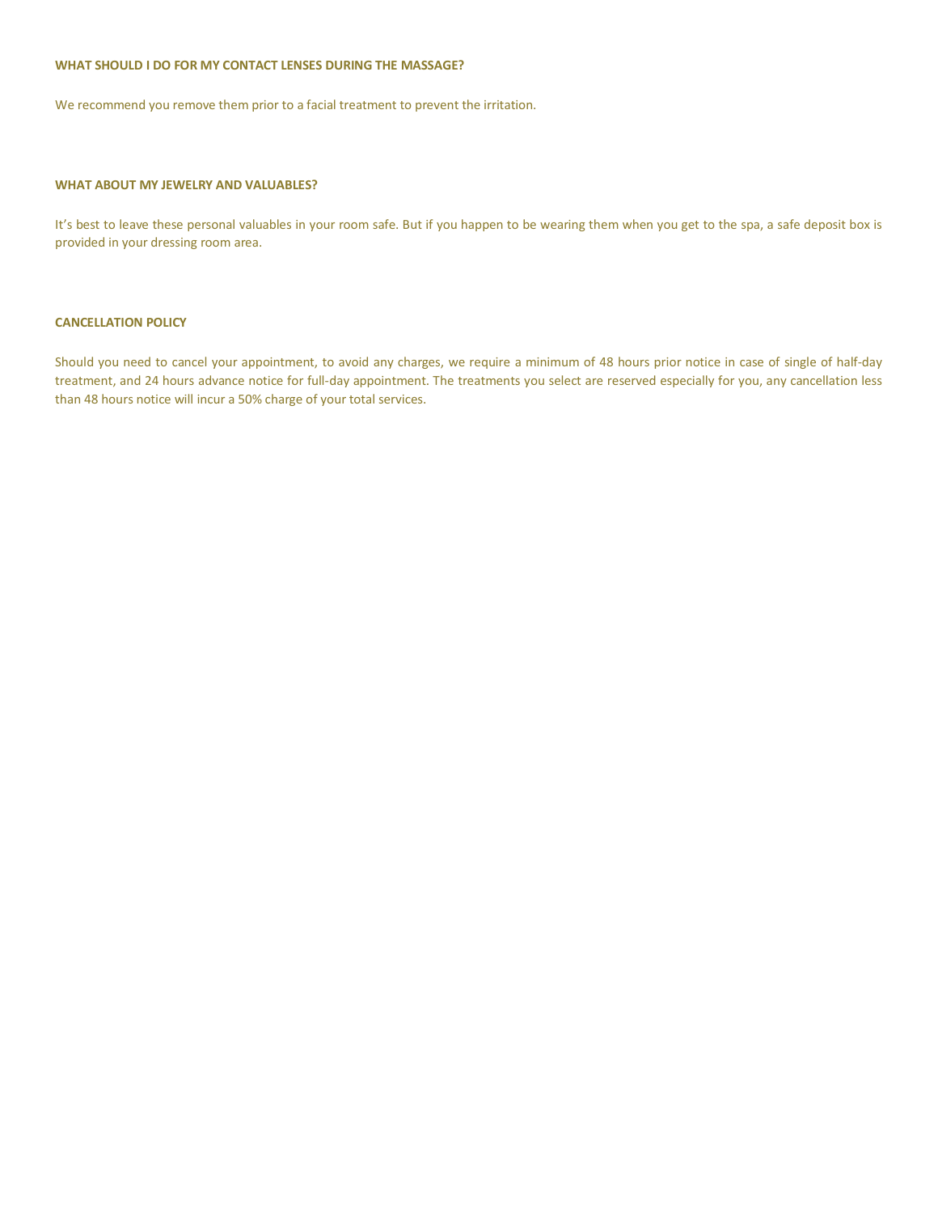#### WHAT SHOULD I DO FOR MY CONTACT LENSES DURING THE MASSAGE?

We recommend you remove them prior to a facial treatment to prevent the irritation.

#### WHAT ABOUT MY JEWELRY AND VALUABLES?

It's best to leave these personal valuables in your room safe. But if you happen to be wearing them when you get to the spa, a safe deposit box is provided in your dressing room area.

#### CANCELLATION POLICY

Should you need to cancel your appointment, to avoid any charges, we require a minimum of 48 hours prior notice in case of single of half-day treatment, and 24 hours advance notice for full-day appointment. The treatments you select are reserved especially for you, any cancellation less than 48 hours notice will incur a 50% charge of your total services.